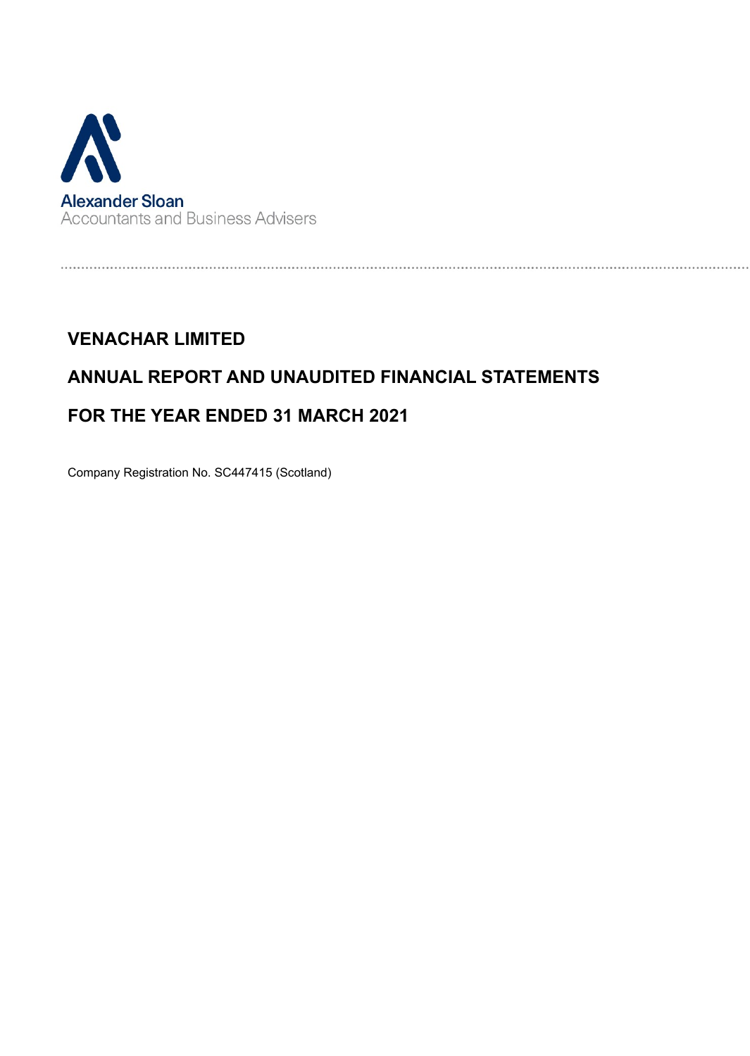Alexander Sloan
Accountants and Business Advisers

# VENACHAR LIMITED

# ANNUAL REPORT AND UNAUDITED FINANCIAL STATEMENTS

# FOR THE YEAR ENDED 31 MARCH 2021

Company Registration No. SC447415 (Scotland)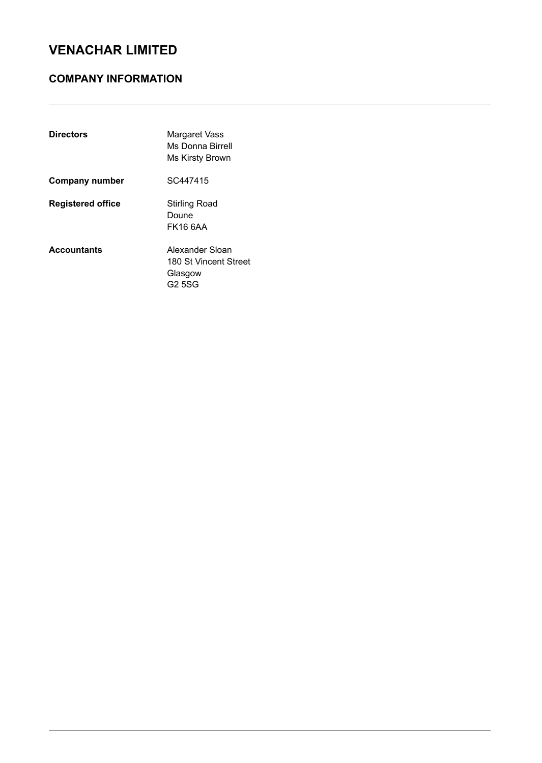# VENACHAR LIMITED

## COMPANY INFORMATION

| | |
|---|---|
| **Directors** | Margaret Vass<br>Ms Donna Birrell<br>Ms Kirsty Brown |
| **Company number** | SC447415 |
| **Registered office** | Stirling Road<br>Doune<br>FK16 6AA |
| **Accountants** | Alexander Sloan<br>180 St Vincent Street<br>Glasgow<br>G2 5SG |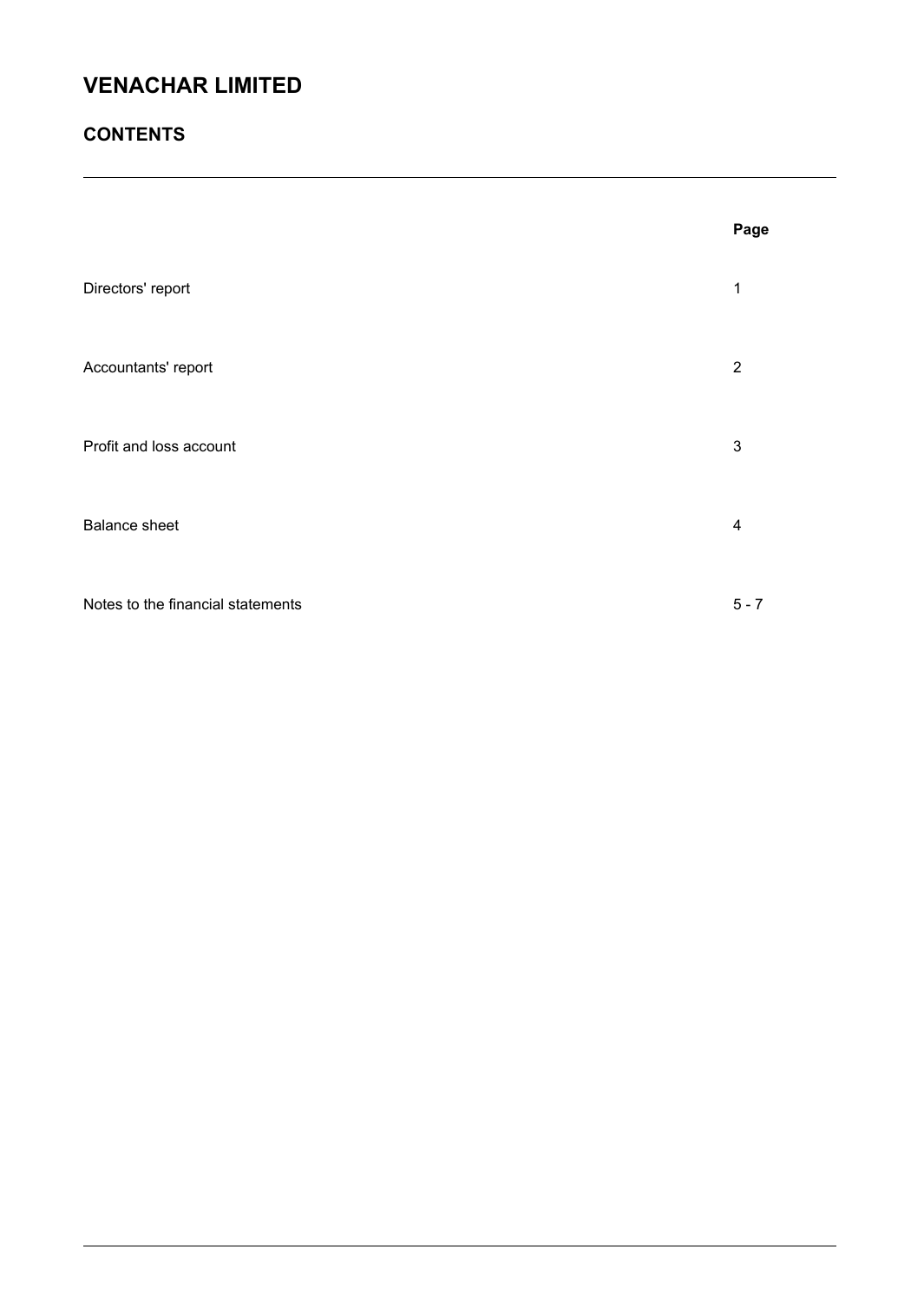# VENACHAR LIMITED

## CONTENTS

| | Page |
|---|---|
| Directors' report | 1 |
| Accountants' report | 2 |
| Profit and loss account | 3 |
| Balance sheet | 4 |
| Notes to the financial statements | 5 - 7 |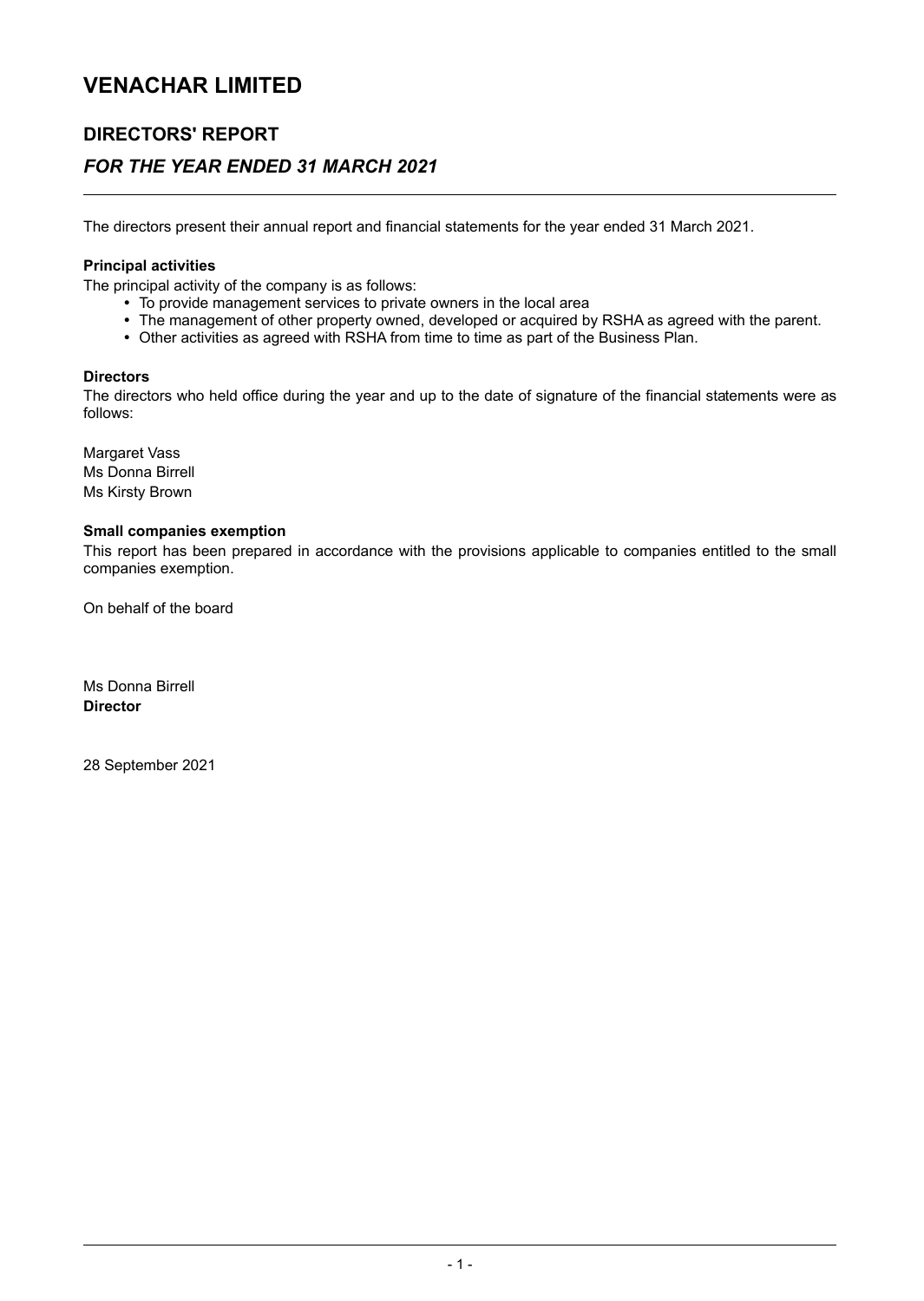# VENACHAR LIMITED

## DIRECTORS' REPORT

### *FOR THE YEAR ENDED 31 MARCH 2021*

The directors present their annual report and financial statements for the year ended 31 March 2021.

**Principal activities**

The principal activity of the company is as follows:

- To provide management services to private owners in the local area
- The management of other property owned, developed or acquired by RSHA as agreed with the parent.
- Other activities as agreed with RSHA from time to time as part of the Business Plan.

**Directors**

The directors who held office during the year and up to the date of signature of the financial statements were as follows:

Margaret Vass
Ms Donna Birrell
Ms Kirsty Brown

**Small companies exemption**

This report has been prepared in accordance with the provisions applicable to companies entitled to the small companies exemption.

On behalf of the board

Ms Donna Birrell
**Director**

28 September 2021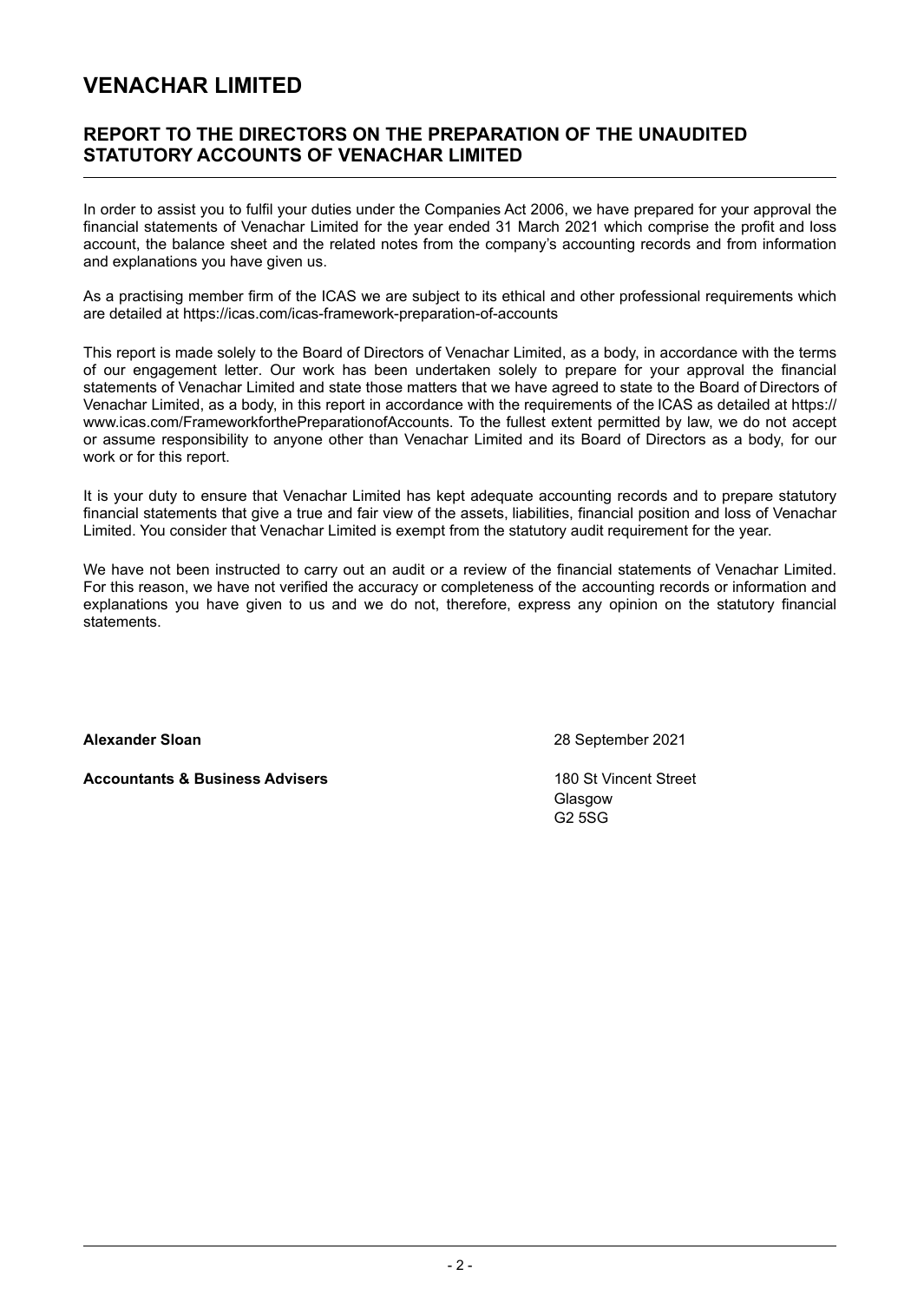# VENACHAR LIMITED

## REPORT TO THE DIRECTORS ON THE PREPARATION OF THE UNAUDITED STATUTORY ACCOUNTS OF VENACHAR LIMITED

In order to assist you to fulfil your duties under the Companies Act 2006, we have prepared for your approval the financial statements of Venachar Limited for the year ended 31 March 2021 which comprise the profit and loss account, the balance sheet and the related notes from the company's accounting records and from information and explanations you have given us.

As a practising member firm of the ICAS we are subject to its ethical and other professional requirements which are detailed at https://icas.com/icas-framework-preparation-of-accounts

This report is made solely to the Board of Directors of Venachar Limited, as a body, in accordance with the terms of our engagement letter. Our work has been undertaken solely to prepare for your approval the financial statements of Venachar Limited and state those matters that we have agreed to state to the Board of Directors of Venachar Limited, as a body, in this report in accordance with the requirements of the ICAS as detailed at https://www.icas.com/FrameworkforthePreparationofAccounts. To the fullest extent permitted by law, we do not accept or assume responsibility to anyone other than Venachar Limited and its Board of Directors as a body, for our work or for this report.

It is your duty to ensure that Venachar Limited has kept adequate accounting records and to prepare statutory financial statements that give a true and fair view of the assets, liabilities, financial position and loss of Venachar Limited. You consider that Venachar Limited is exempt from the statutory audit requirement for the year.

We have not been instructed to carry out an audit or a review of the financial statements of Venachar Limited. For this reason, we have not verified the accuracy or completeness of the accounting records or information and explanations you have given to us and we do not, therefore, express any opinion on the statutory financial statements.

**Alexander Sloan**

28 September 2021

**Accountants & Business Advisers**

180 St Vincent Street
Glasgow
G2 5SG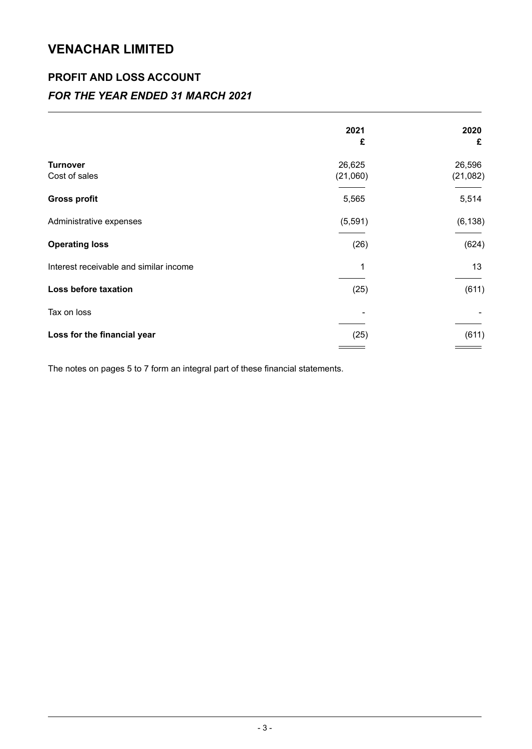# VENACHAR LIMITED

## PROFIT AND LOSS ACCOUNT

### *FOR THE YEAR ENDED 31 MARCH 2021*

| | 2021<br>£ | 2020<br>£ |
|---|---|---|
| **Turnover** | 26,625 | 26,596 |
| Cost of sales | (21,060) | (21,082) |
| **Gross profit** | 5,565 | 5,514 |
| Administrative expenses | (5,591) | (6,138) |
| **Operating loss** | (26) | (624) |
| Interest receivable and similar income | 1 | 13 |
| **Loss before taxation** | (25) | (611) |
| Tax on loss | - | - |
| **Loss for the financial year** | (25) | (611) |

The notes on pages 5 to 7 form an integral part of these financial statements.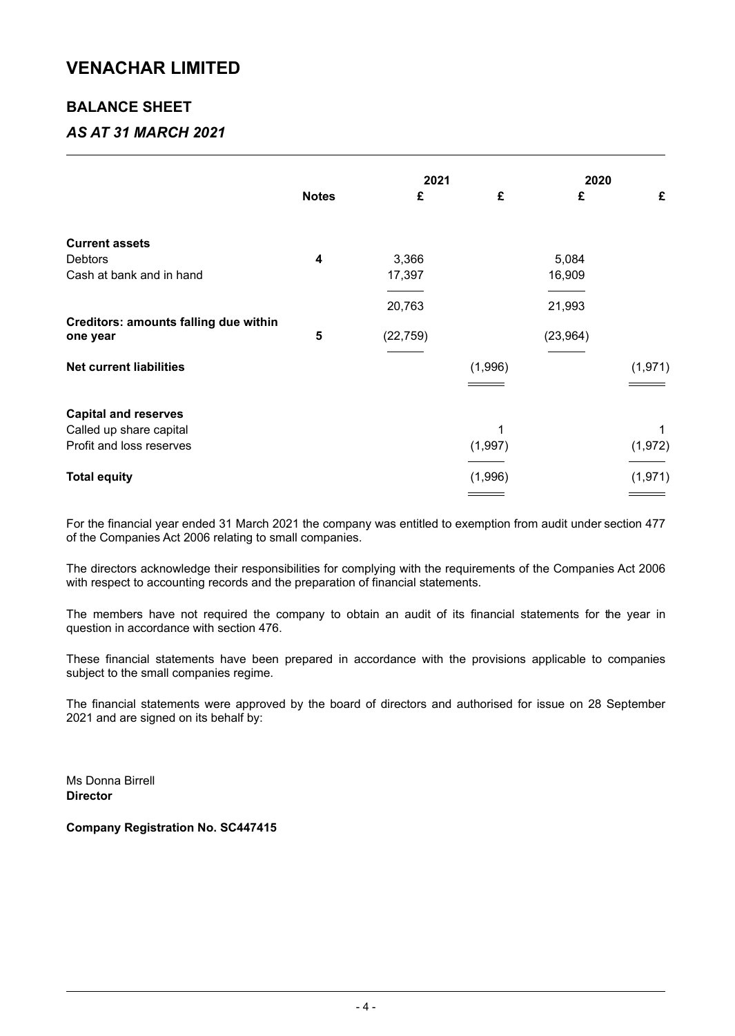# VENACHAR LIMITED

## BALANCE SHEET

### *AS AT 31 MARCH 2021*

| | Notes | 2021 £ | 2021 £ | 2020 £ | 2020 £ |
|---|---|---|---|---|---|
| **Current assets** | | | | | |
| Debtors | 4 | 3,366 | | 5,084 | |
| Cash at bank and in hand | | 17,397 | | 16,909 | |
| | | 20,763 | | 21,993 | |
| **Creditors: amounts falling due within one year** | 5 | (22,759) | | (23,964) | |
| **Net current liabilities** | | | (1,996) | | (1,971) |
| **Capital and reserves** | | | | | |
| Called up share capital | | | 1 | | 1 |
| Profit and loss reserves | | | (1,997) | | (1,972) |
| **Total equity** | | | (1,996) | | (1,971) |

For the financial year ended 31 March 2021 the company was entitled to exemption from audit under section 477 of the Companies Act 2006 relating to small companies.

The directors acknowledge their responsibilities for complying with the requirements of the Companies Act 2006 with respect to accounting records and the preparation of financial statements.

The members have not required the company to obtain an audit of its financial statements for the year in question in accordance with section 476.

These financial statements have been prepared in accordance with the provisions applicable to companies subject to the small companies regime.

The financial statements were approved by the board of directors and authorised for issue on 28 September 2021 and are signed on its behalf by:

Ms Donna Birrell
**Director**

**Company Registration No. SC447415**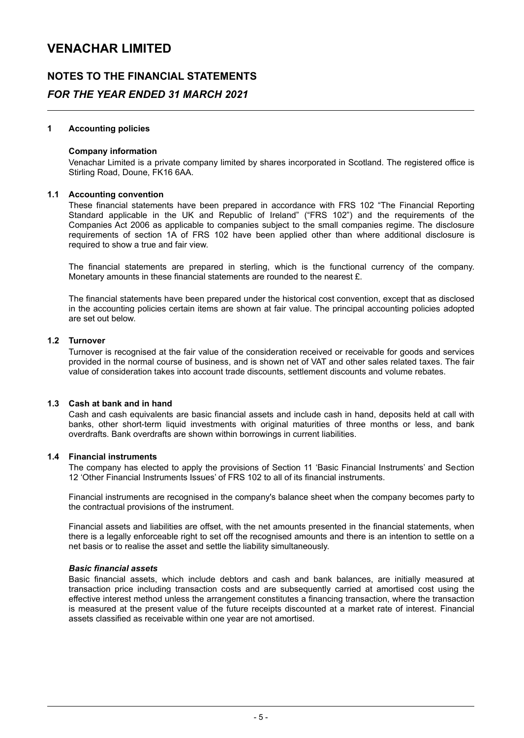# VENACHAR LIMITED

## NOTES TO THE FINANCIAL STATEMENTS

## *FOR THE YEAR ENDED 31 MARCH 2021*

**1 Accounting policies**

**Company information**

Venachar Limited is a private company limited by shares incorporated in Scotland. The registered office is Stirling Road, Doune, FK16 6AA.

**1.1 Accounting convention**

These financial statements have been prepared in accordance with FRS 102 "The Financial Reporting Standard applicable in the UK and Republic of Ireland" ("FRS 102") and the requirements of the Companies Act 2006 as applicable to companies subject to the small companies regime. The disclosure requirements of section 1A of FRS 102 have been applied other than where additional disclosure is required to show a true and fair view.

The financial statements are prepared in sterling, which is the functional currency of the company. Monetary amounts in these financial statements are rounded to the nearest £.

The financial statements have been prepared under the historical cost convention, except that as disclosed in the accounting policies certain items are shown at fair value. The principal accounting policies adopted are set out below.

**1.2 Turnover**

Turnover is recognised at the fair value of the consideration received or receivable for goods and services provided in the normal course of business, and is shown net of VAT and other sales related taxes. The fair value of consideration takes into account trade discounts, settlement discounts and volume rebates.

**1.3 Cash at bank and in hand**

Cash and cash equivalents are basic financial assets and include cash in hand, deposits held at call with banks, other short-term liquid investments with original maturities of three months or less, and bank overdrafts. Bank overdrafts are shown within borrowings in current liabilities.

**1.4 Financial instruments**

The company has elected to apply the provisions of Section 11 'Basic Financial Instruments' and Section 12 'Other Financial Instruments Issues' of FRS 102 to all of its financial instruments.

Financial instruments are recognised in the company's balance sheet when the company becomes party to the contractual provisions of the instrument.

Financial assets and liabilities are offset, with the net amounts presented in the financial statements, when there is a legally enforceable right to set off the recognised amounts and there is an intention to settle on a net basis or to realise the asset and settle the liability simultaneously.

***Basic financial assets***

Basic financial assets, which include debtors and cash and bank balances, are initially measured at transaction price including transaction costs and are subsequently carried at amortised cost using the effective interest method unless the arrangement constitutes a financing transaction, where the transaction is measured at the present value of the future receipts discounted at a market rate of interest. Financial assets classified as receivable within one year are not amortised.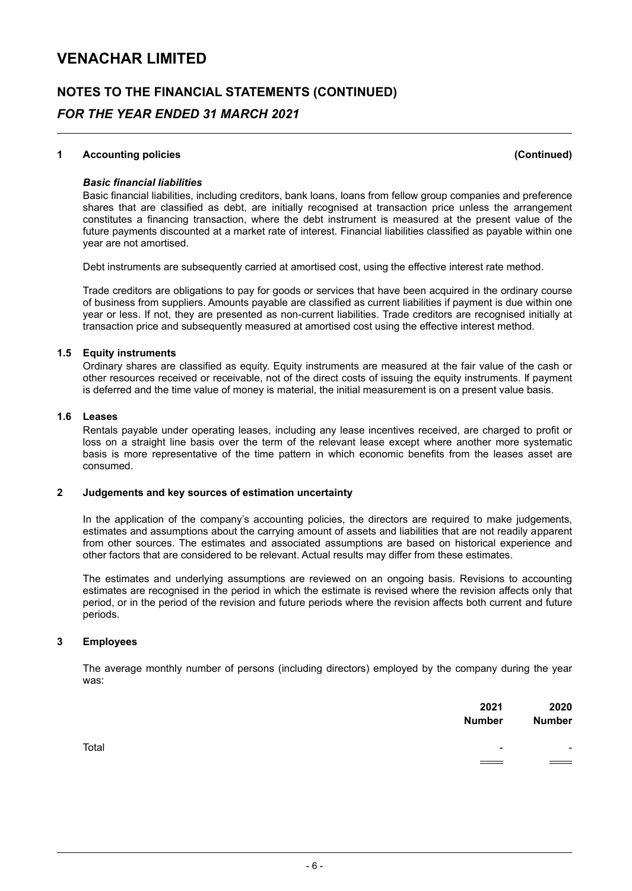# VENACHAR LIMITED

## NOTES TO THE FINANCIAL STATEMENTS (CONTINUED)

### *FOR THE YEAR ENDED 31 MARCH 2021*

**1 Accounting policies (Continued)**

***Basic financial liabilities***

Basic financial liabilities, including creditors, bank loans, loans from fellow group companies and preference shares that are classified as debt, are initially recognised at transaction price unless the arrangement constitutes a financing transaction, where the debt instrument is measured at the present value of the future payments discounted at a market rate of interest. Financial liabilities classified as payable within one year are not amortised.

Debt instruments are subsequently carried at amortised cost, using the effective interest rate method.

Trade creditors are obligations to pay for goods or services that have been acquired in the ordinary course of business from suppliers. Amounts payable are classified as current liabilities if payment is due within one year or less. If not, they are presented as non-current liabilities. Trade creditors are recognised initially at transaction price and subsequently measured at amortised cost using the effective interest method.

**1.5 Equity instruments**

Ordinary shares are classified as equity. Equity instruments are measured at the fair value of the cash or other resources received or receivable, not of the direct costs of issuing the equity instruments. If payment is deferred and the time value of money is material, the initial measurement is on a present value basis.

**1.6 Leases**

Rentals payable under operating leases, including any lease incentives received, are charged to profit or loss on a straight line basis over the term of the relevant lease except where another more systematic basis is more representative of the time pattern in which economic benefits from the leases asset are consumed.

**2 Judgements and key sources of estimation uncertainty**

In the application of the company's accounting policies, the directors are required to make judgements, estimates and assumptions about the carrying amount of assets and liabilities that are not readily apparent from other sources. The estimates and associated assumptions are based on historical experience and other factors that are considered to be relevant. Actual results may differ from these estimates.

The estimates and underlying assumptions are reviewed on an ongoing basis. Revisions to accounting estimates are recognised in the period in which the estimate is revised where the revision affects only that period, or in the period of the revision and future periods where the revision affects both current and future periods.

**3 Employees**

The average monthly number of persons (including directors) employed by the company during the year was:

| | 2021 Number | 2020 Number |
|---|---|---|
| Total | - | - |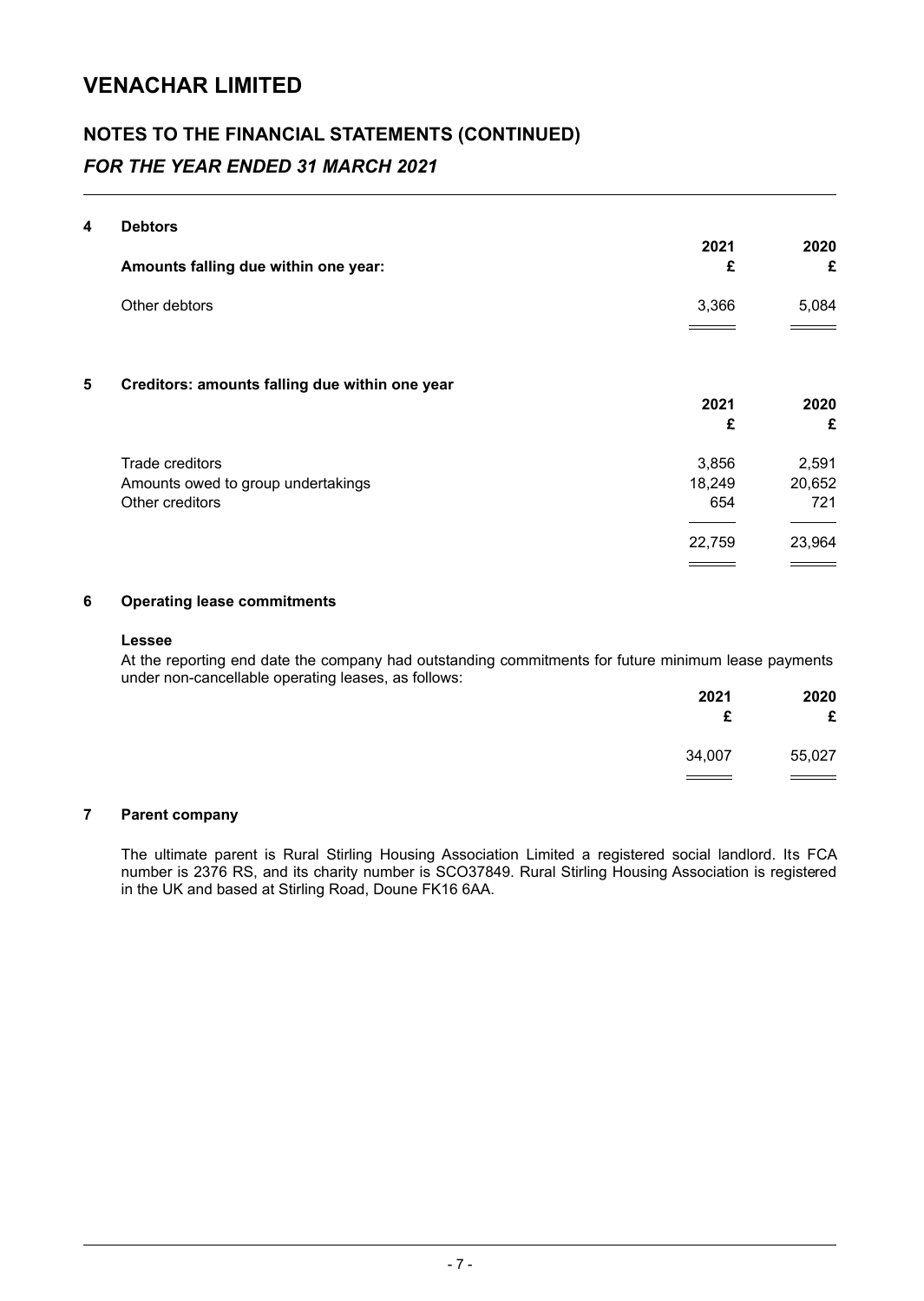# VENACHAR LIMITED

## NOTES TO THE FINANCIAL STATEMENTS (CONTINUED)

### *FOR THE YEAR ENDED 31 MARCH 2021*

**4 Debtors**

| **Amounts falling due within one year:** | **2021**<br>**£** | **2020**<br>**£** |
|---|---|---|
| Other debtors | 3,366 | 5,084 |

**5 Creditors: amounts falling due within one year**

| | **2021**<br>**£** | **2020**<br>**£** |
|---|---|---|
| Trade creditors | 3,856 | 2,591 |
| Amounts owed to group undertakings | 18,249 | 20,652 |
| Other creditors | 654 | 721 |
| | 22,759 | 23,964 |

**6 Operating lease commitments**

**Lessee**

At the reporting end date the company had outstanding commitments for future minimum lease payments under non-cancellable operating leases, as follows:

| | **2021**<br>**£** | **2020**<br>**£** |
|---|---|---|
| | 34,007 | 55,027 |

**7 Parent company**

The ultimate parent is Rural Stirling Housing Association Limited a registered social landlord. Its FCA number is 2376 RS, and its charity number is SCO37849. Rural Stirling Housing Association is registered in the UK and based at Stirling Road, Doune FK16 6AA.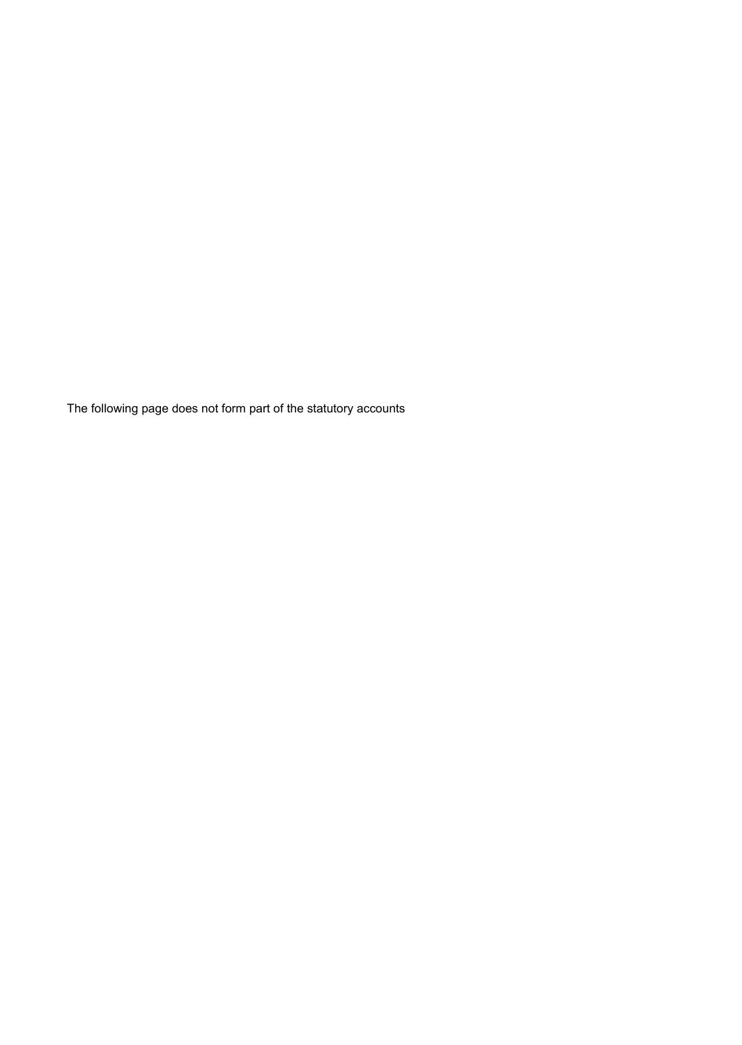The following page does not form part of the statutory accounts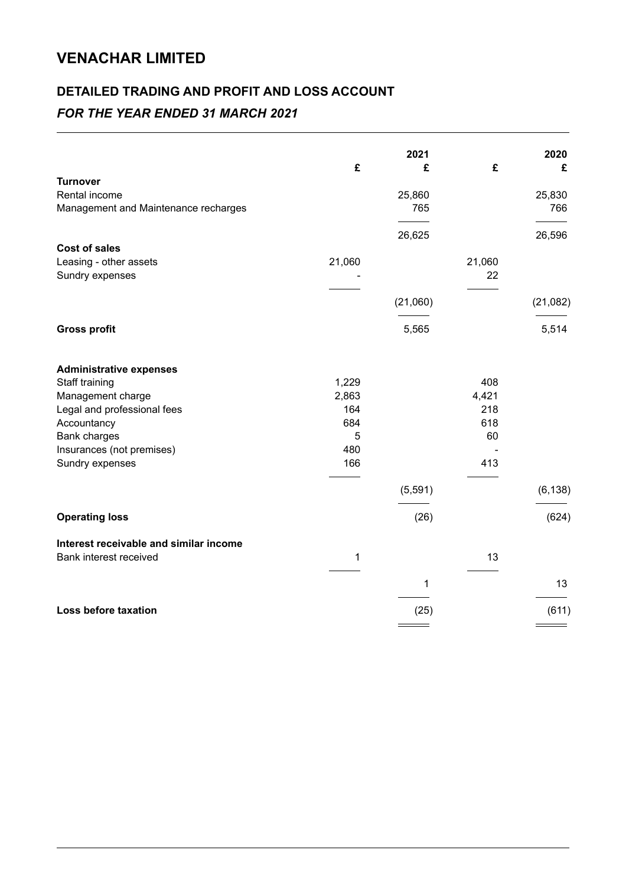# VENACHAR LIMITED

## DETAILED TRADING AND PROFIT AND LOSS ACCOUNT

### *FOR THE YEAR ENDED 31 MARCH 2021*

| | 2021 | 2021 | 2020 | 2020 |
|---|---|---|---|---|
| | £ | £ | £ | £ |
| **Turnover** | | | | |
| Rental income | | 25,860 | | 25,830 |
| Management and Maintenance recharges | | 765 | | 766 |
| | | 26,625 | | 26,596 |
| **Cost of sales** | | | | |
| Leasing - other assets | 21,060 | | 21,060 | |
| Sundry expenses | - | | 22 | |
| | | (21,060) | | (21,082) |
| **Gross profit** | | 5,565 | | 5,514 |
| **Administrative expenses** | | | | |
| Staff training | 1,229 | | 408 | |
| Management charge | 2,863 | | 4,421 | |
| Legal and professional fees | 164 | | 218 | |
| Accountancy | 684 | | 618 | |
| Bank charges | 5 | | 60 | |
| Insurances (not premises) | 480 | | - | |
| Sundry expenses | 166 | | 413 | |
| | | (5,591) | | (6,138) |
| **Operating loss** | | (26) | | (624) |
| **Interest receivable and similar income** | | | | |
| Bank interest received | 1 | | 13 | |
| | | 1 | | 13 |
| **Loss before taxation** | | (25) | | (611) |